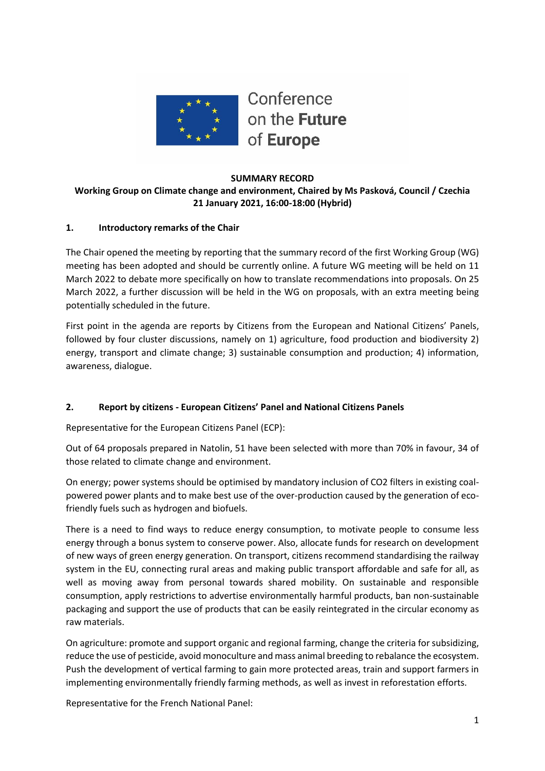Conference on the **Future** of **Europe**

**SUMMARY RECORD**

**Working Group on Climate change and environment, Chaired by Ms Pasková, Council / Czechia**

**21 January 2021, 16:00-18:00 (Hybrid)**

## 1. Introductory remarks of the Chair

The Chair opened the meeting by reporting that the summary record of the first Working Group (WG) meeting has been adopted and should be currently online. A future WG meeting will be held on 11 March 2022 to debate more specifically on how to translate recommendations into proposals. On 25 March 2022, a further discussion will be held in the WG on proposals, with an extra meeting being potentially scheduled in the future.

First point in the agenda are reports by Citizens from the European and National Citizens' Panels, followed by four cluster discussions, namely on 1) agriculture, food production and biodiversity 2) energy, transport and climate change; 3) sustainable consumption and production; 4) information, awareness, dialogue.

## 2. Report by citizens - European Citizens' Panel and National Citizens Panels

Representative for the European Citizens Panel (ECP):

Out of 64 proposals prepared in Natolin, 51 have been selected with more than 70% in favour, 34 of those related to climate change and environment.

On energy; power systems should be optimised by mandatory inclusion of $CO_2$ filters in existing coal-powered power plants and to make best use of the over-production caused by the generation of eco-friendly fuels such as hydrogen and biofuels.

There is a need to find ways to reduce energy consumption, to motivate people to consume less energy through a bonus system to conserve power. Also, allocate funds for research on development of new ways of green energy generation. On transport, citizens recommend standardising the railway system in the EU, connecting rural areas and making public transport affordable and safe for all, as well as moving away from personal towards shared mobility. On sustainable and responsible consumption, apply restrictions to advertise environmentally harmful products, ban non-sustainable packaging and support the use of products that can be easily reintegrated in the circular economy as raw materials.

On agriculture: promote and support organic and regional farming, change the criteria for subsidizing, reduce the use of pesticide, avoid monoculture and mass animal breeding to rebalance the ecosystem. Push the development of vertical farming to gain more protected areas, train and support farmers in implementing environmentally friendly farming methods, as well as invest in reforestation efforts.

Representative for the French National Panel: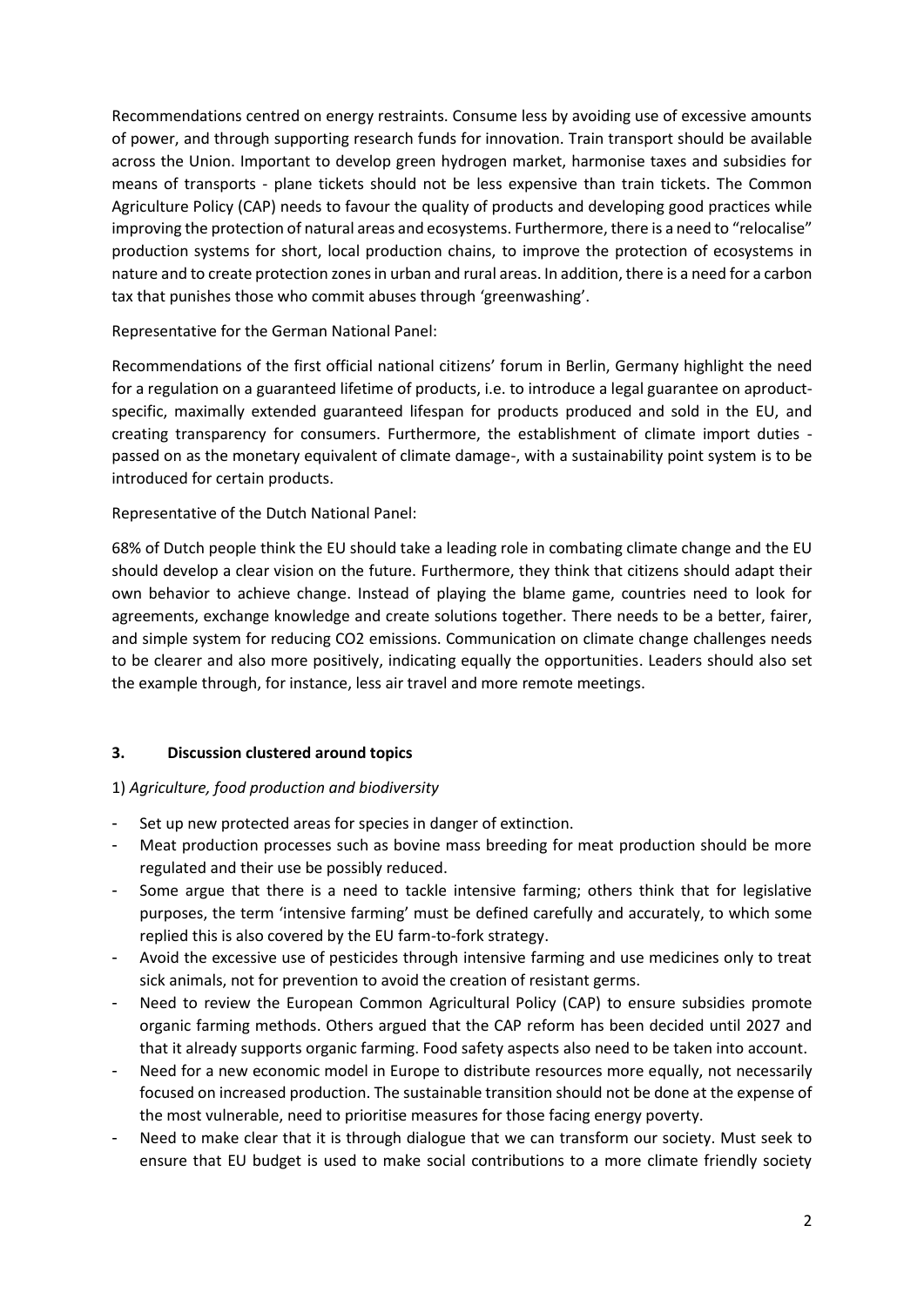Recommendations centred on energy restraints. Consume less by avoiding use of excessive amounts of power, and through supporting research funds for innovation. Train transport should be available across the Union. Important to develop green hydrogen market, harmonise taxes and subsidies for means of transports - plane tickets should not be less expensive than train tickets. The Common Agriculture Policy (CAP) needs to favour the quality of products and developing good practices while improving the protection of natural areas and ecosystems. Furthermore, there is a need to "relocalise" production systems for short, local production chains, to improve the protection of ecosystems in nature and to create protection zones in urban and rural areas. In addition, there is a need for a carbon tax that punishes those who commit abuses through 'greenwashing'.

Representative for the German National Panel:

Recommendations of the first official national citizens' forum in Berlin, Germany highlight the need for a regulation on a guaranteed lifetime of products, i.e. to introduce a legal guarantee on aproduct-specific, maximally extended guaranteed lifespan for products produced and sold in the EU, and creating transparency for consumers. Furthermore, the establishment of climate import duties - passed on as the monetary equivalent of climate damage-, with a sustainability point system is to be introduced for certain products.

Representative of the Dutch National Panel:

68% of Dutch people think the EU should take a leading role in combating climate change and the EU should develop a clear vision on the future. Furthermore, they think that citizens should adapt their own behavior to achieve change. Instead of playing the blame game, countries need to look for agreements, exchange knowledge and create solutions together. There needs to be a better, fairer, and simple system for reducing $CO_2$ emissions. Communication on climate change challenges needs to be clearer and also more positively, indicating equally the opportunities. Leaders should also set the example through, for instance, less air travel and more remote meetings.

### 3. Discussion clustered around topics

1) *Agriculture, food production and biodiversity*

- Set up new protected areas for species in danger of extinction.
- Meat production processes such as bovine mass breeding for meat production should be more regulated and their use be possibly reduced.
- Some argue that there is a need to tackle intensive farming; others think that for legislative purposes, the term 'intensive farming' must be defined carefully and accurately, to which some replied this is also covered by the EU farm-to-fork strategy.
- Avoid the excessive use of pesticides through intensive farming and use medicines only to treat sick animals, not for prevention to avoid the creation of resistant germs.
- Need to review the European Common Agricultural Policy (CAP) to ensure subsidies promote organic farming methods. Others argued that the CAP reform has been decided until 2027 and that it already supports organic farming. Food safety aspects also need to be taken into account.
- Need for a new economic model in Europe to distribute resources more equally, not necessarily focused on increased production. The sustainable transition should not be done at the expense of the most vulnerable, need to prioritise measures for those facing energy poverty.
- Need to make clear that it is through dialogue that we can transform our society. Must seek to ensure that EU budget is used to make social contributions to a more climate friendly society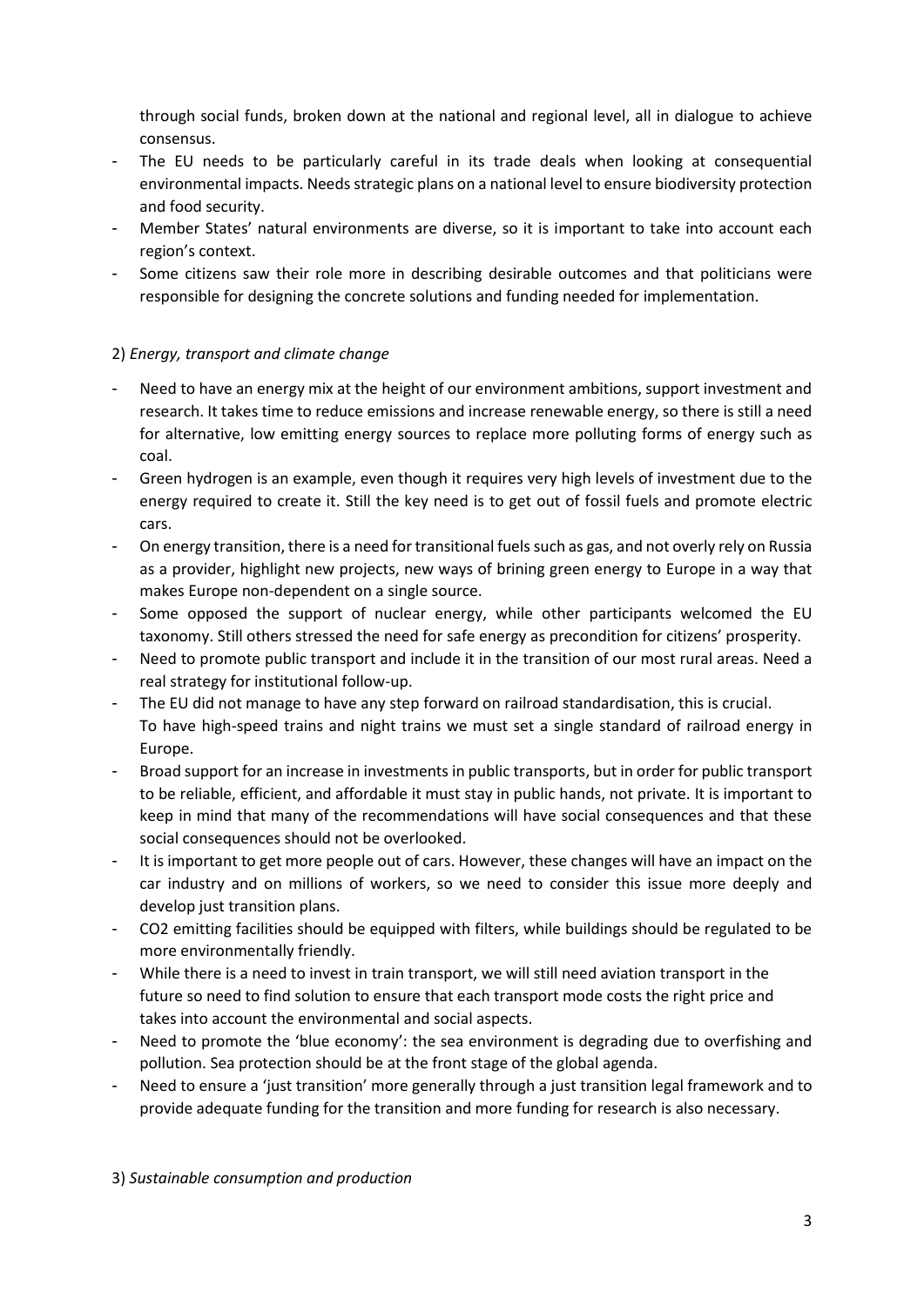through social funds, broken down at the national and regional level, all in dialogue to achieve consensus.

- The EU needs to be particularly careful in its trade deals when looking at consequential environmental impacts. Needs strategic plans on a national level to ensure biodiversity protection and food security.
- Member States' natural environments are diverse, so it is important to take into account each region's context.
- Some citizens saw their role more in describing desirable outcomes and that politicians were responsible for designing the concrete solutions and funding needed for implementation.

2) *Energy, transport and climate change*

- Need to have an energy mix at the height of our environment ambitions, support investment and research. It takes time to reduce emissions and increase renewable energy, so there is still a need for alternative, low emitting energy sources to replace more polluting forms of energy such as coal.
- Green hydrogen is an example, even though it requires very high levels of investment due to the energy required to create it. Still the key need is to get out of fossil fuels and promote electric cars.
- On energy transition, there is a need for transitional fuels such as gas, and not overly rely on Russia as a provider, highlight new projects, new ways of brining green energy to Europe in a way that makes Europe non-dependent on a single source.
- Some opposed the support of nuclear energy, while other participants welcomed the EU taxonomy. Still others stressed the need for safe energy as precondition for citizens' prosperity.
- Need to promote public transport and include it in the transition of our most rural areas. Need a real strategy for institutional follow-up.
- The EU did not manage to have any step forward on railroad standardisation, this is crucial. To have high-speed trains and night trains we must set a single standard of railroad energy in Europe.
- Broad support for an increase in investments in public transports, but in order for public transport to be reliable, efficient, and affordable it must stay in public hands, not private. It is important to keep in mind that many of the recommendations will have social consequences and that these social consequences should not be overlooked.
- It is important to get more people out of cars. However, these changes will have an impact on the car industry and on millions of workers, so we need to consider this issue more deeply and develop just transition plans.
- $CO_2$ emitting facilities should be equipped with filters, while buildings should be regulated to be more environmentally friendly.
- While there is a need to invest in train transport, we will still need aviation transport in the future so need to find solution to ensure that each transport mode costs the right price and takes into account the environmental and social aspects.
- Need to promote the 'blue economy': the sea environment is degrading due to overfishing and pollution. Sea protection should be at the front stage of the global agenda.
- Need to ensure a 'just transition' more generally through a just transition legal framework and to provide adequate funding for the transition and more funding for research is also necessary.

3) *Sustainable consumption and production*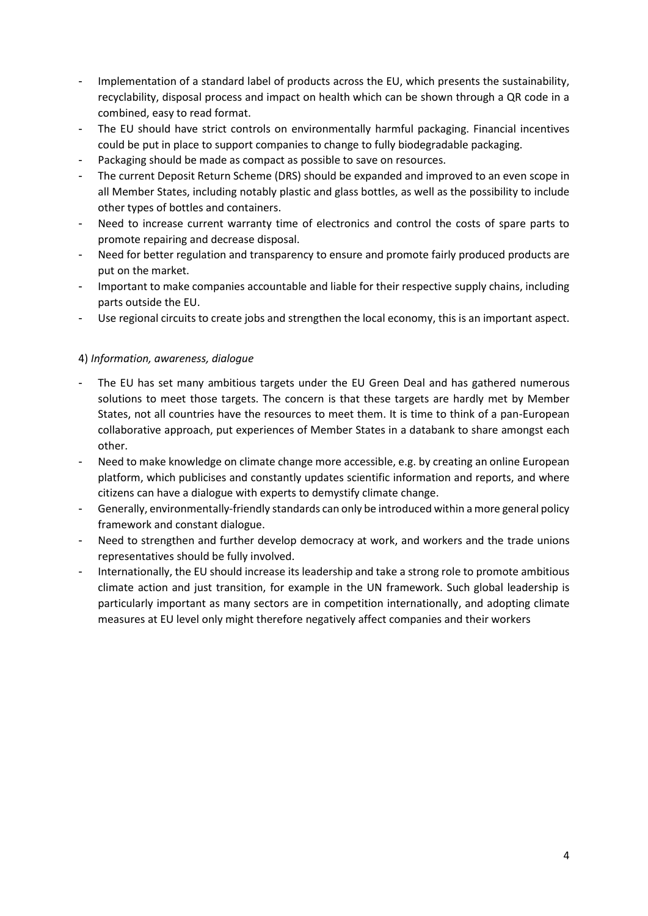- Implementation of a standard label of products across the EU, which presents the sustainability, recyclability, disposal process and impact on health which can be shown through a QR code in a combined, easy to read format.
- The EU should have strict controls on environmentally harmful packaging. Financial incentives could be put in place to support companies to change to fully biodegradable packaging.
- Packaging should be made as compact as possible to save on resources.
- The current Deposit Return Scheme (DRS) should be expanded and improved to an even scope in all Member States, including notably plastic and glass bottles, as well as the possibility to include other types of bottles and containers.
- Need to increase current warranty time of electronics and control the costs of spare parts to promote repairing and decrease disposal.
- Need for better regulation and transparency to ensure and promote fairly produced products are put on the market.
- Important to make companies accountable and liable for their respective supply chains, including parts outside the EU.
- Use regional circuits to create jobs and strengthen the local economy, this is an important aspect.

4) *Information, awareness, dialogue*

- The EU has set many ambitious targets under the EU Green Deal and has gathered numerous solutions to meet those targets. The concern is that these targets are hardly met by Member States, not all countries have the resources to meet them. It is time to think of a pan-European collaborative approach, put experiences of Member States in a databank to share amongst each other.
- Need to make knowledge on climate change more accessible, e.g. by creating an online European platform, which publicises and constantly updates scientific information and reports, and where citizens can have a dialogue with experts to demystify climate change.
- Generally, environmentally-friendly standards can only be introduced within a more general policy framework and constant dialogue.
- Need to strengthen and further develop democracy at work, and workers and the trade unions representatives should be fully involved.
- Internationally, the EU should increase its leadership and take a strong role to promote ambitious climate action and just transition, for example in the UN framework. Such global leadership is particularly important as many sectors are in competition internationally, and adopting climate measures at EU level only might therefore negatively affect companies and their workers